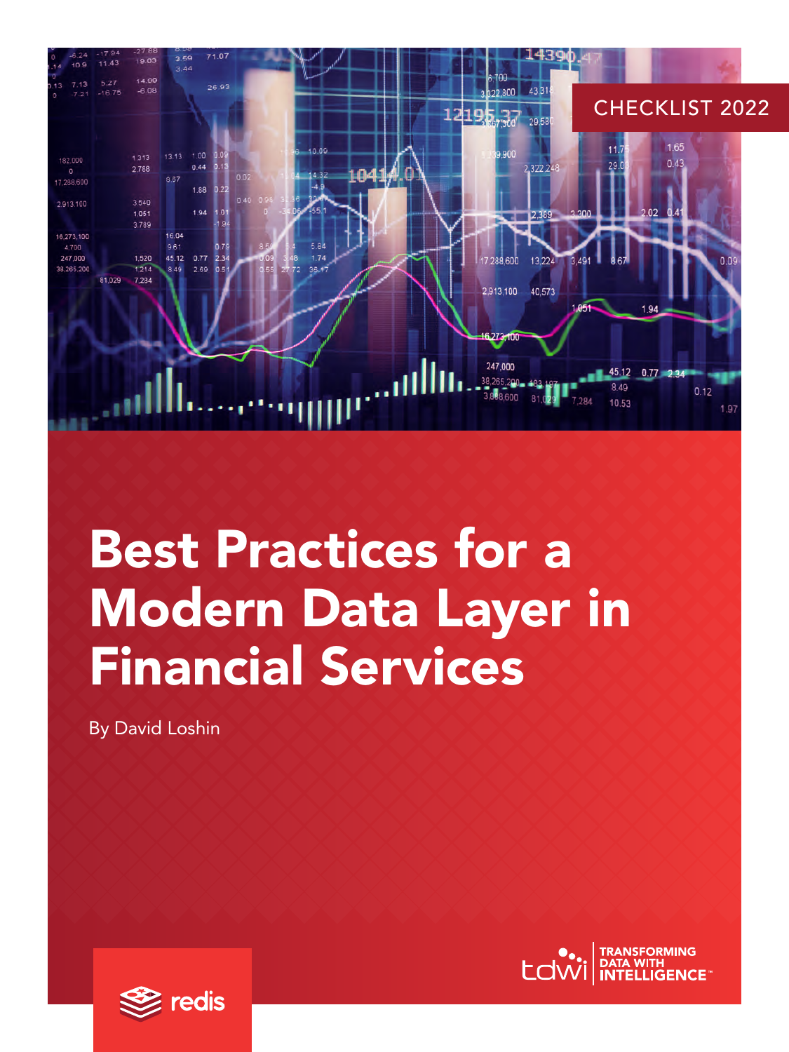CHECKLIST 2022

# Best Practices for a Modern Data Layer in Financial Services

By David Loshin

redis

tdwi TRANSFORMING DATA WITH INTELLIGENCE™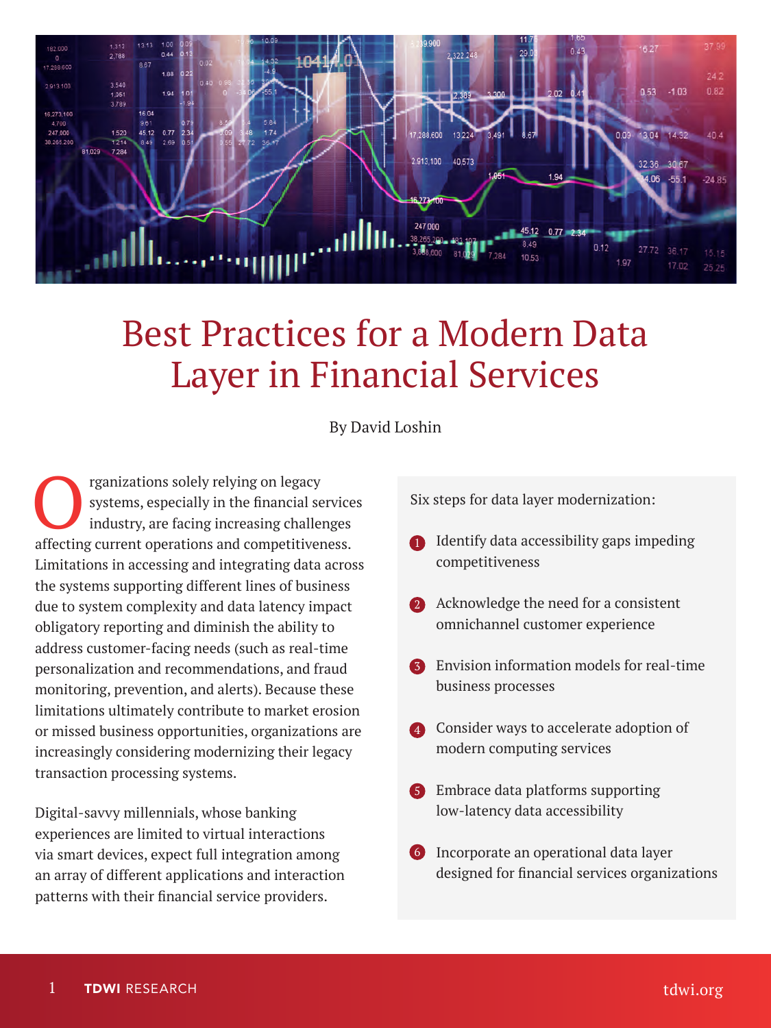# Best Practices for a Modern Data Layer in Financial Services

By David Loshin

Organizations solely relying on legacy systems, especially in the financial services industry, are facing increasing challenges affecting current operations and competitiveness. Limitations in accessing and integrating data across the systems supporting different lines of business due to system complexity and data latency impact obligatory reporting and diminish the ability to address customer-facing needs (such as real-time personalization and recommendations, and fraud monitoring, prevention, and alerts). Because these limitations ultimately contribute to market erosion or missed business opportunities, organizations are increasingly considering modernizing their legacy transaction processing systems.

Digital-savvy millennials, whose banking experiences are limited to virtual interactions via smart devices, expect full integration among an array of different applications and interaction patterns with their financial service providers.

Six steps for data layer modernization:

1. Identify data accessibility gaps impeding competitiveness
2. Acknowledge the need for a consistent omnichannel customer experience
3. Envision information models for real-time business processes
4. Consider ways to accelerate adoption of modern computing services
5. Embrace data platforms supporting low-latency data accessibility
6. Incorporate an operational data layer designed for financial services organizations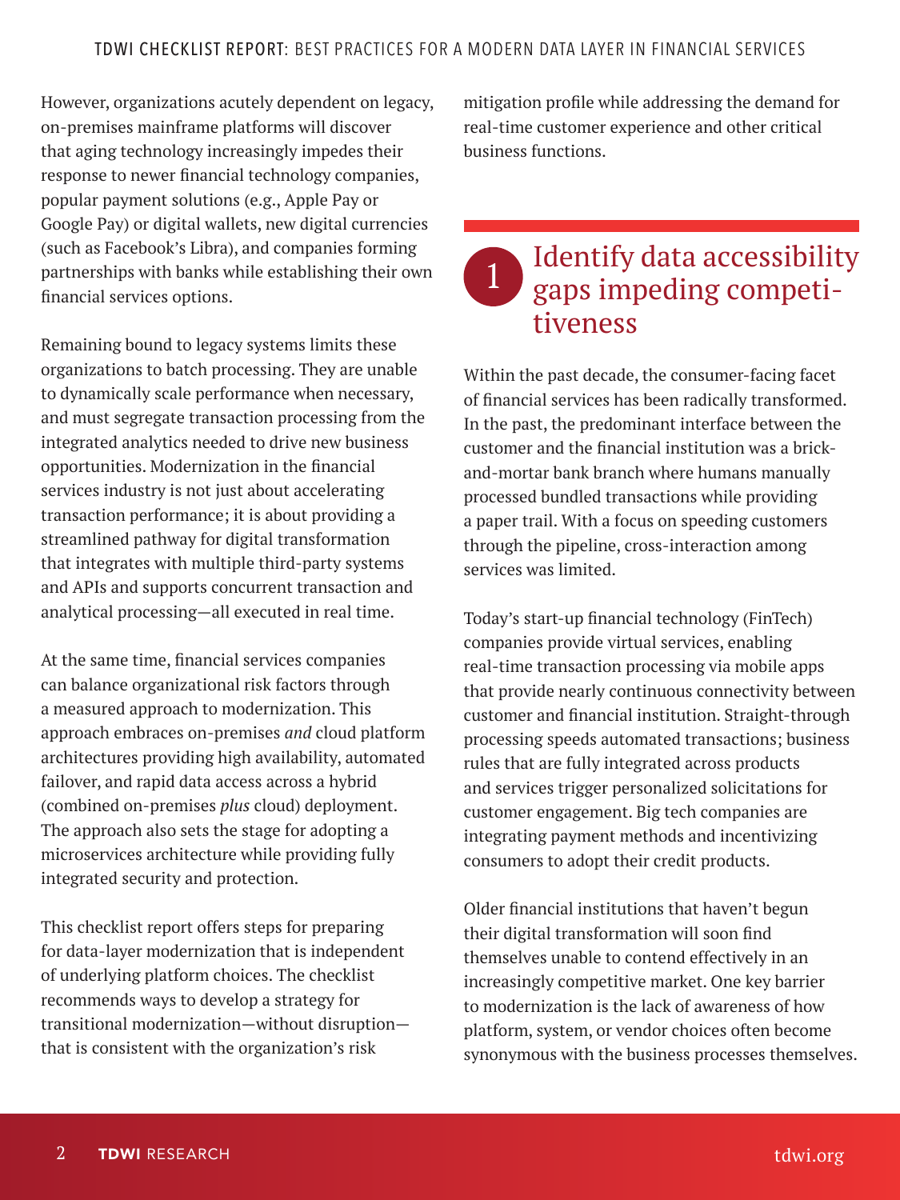However, organizations acutely dependent on legacy, on-premises mainframe platforms will discover that aging technology increasingly impedes their response to newer financial technology companies, popular payment solutions (e.g., Apple Pay or Google Pay) or digital wallets, new digital currencies (such as Facebook's Libra), and companies forming partnerships with banks while establishing their own financial services options.

Remaining bound to legacy systems limits these organizations to batch processing. They are unable to dynamically scale performance when necessary, and must segregate transaction processing from the integrated analytics needed to drive new business opportunities. Modernization in the financial services industry is not just about accelerating transaction performance; it is about providing a streamlined pathway for digital transformation that integrates with multiple third-party systems and APIs and supports concurrent transaction and analytical processing—all executed in real time.

At the same time, financial services companies can balance organizational risk factors through a measured approach to modernization. This approach embraces on-premises *and* cloud platform architectures providing high availability, automated failover, and rapid data access across a hybrid (combined on-premises *plus* cloud) deployment. The approach also sets the stage for adopting a microservices architecture while providing fully integrated security and protection.

This checklist report offers steps for preparing for data-layer modernization that is independent of underlying platform choices. The checklist recommends ways to develop a strategy for transitional modernization—without disruption—that is consistent with the organization's risk mitigation profile while addressing the demand for real-time customer experience and other critical business functions.

## 1 Identify data accessibility gaps impeding competitiveness

Within the past decade, the consumer-facing facet of financial services has been radically transformed. In the past, the predominant interface between the customer and the financial institution was a brick-and-mortar bank branch where humans manually processed bundled transactions while providing a paper trail. With a focus on speeding customers through the pipeline, cross-interaction among services was limited.

Today's start-up financial technology (FinTech) companies provide virtual services, enabling real-time transaction processing via mobile apps that provide nearly continuous connectivity between customer and financial institution. Straight-through processing speeds automated transactions; business rules that are fully integrated across products and services trigger personalized solicitations for customer engagement. Big tech companies are integrating payment methods and incentivizing consumers to adopt their credit products.

Older financial institutions that haven't begun their digital transformation will soon find themselves unable to contend effectively in an increasingly competitive market. One key barrier to modernization is the lack of awareness of how platform, system, or vendor choices often become synonymous with the business processes themselves.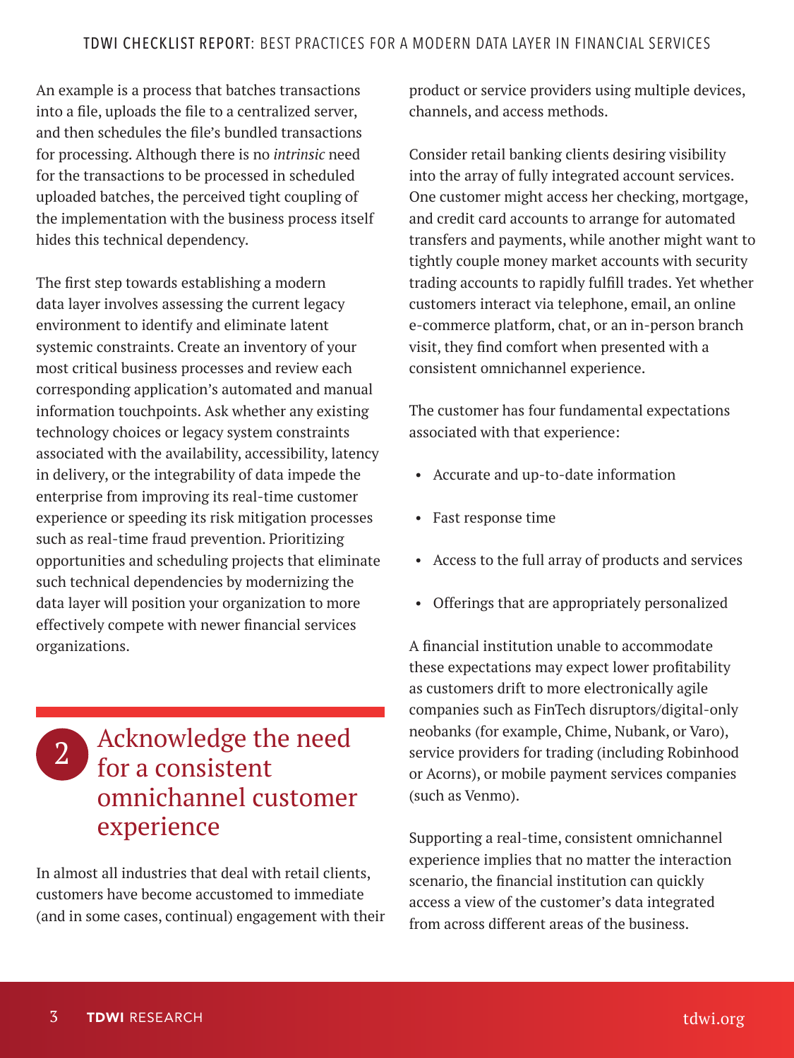An example is a process that batches transactions into a file, uploads the file to a centralized server, and then schedules the file's bundled transactions for processing. Although there is no *intrinsic* need for the transactions to be processed in scheduled uploaded batches, the perceived tight coupling of the implementation with the business process itself hides this technical dependency.

The first step towards establishing a modern data layer involves assessing the current legacy environment to identify and eliminate latent systemic constraints. Create an inventory of your most critical business processes and review each corresponding application's automated and manual information touchpoints. Ask whether any existing technology choices or legacy system constraints associated with the availability, accessibility, latency in delivery, or the integrability of data impede the enterprise from improving its real-time customer experience or speeding its risk mitigation processes such as real-time fraud prevention. Prioritizing opportunities and scheduling projects that eliminate such technical dependencies by modernizing the data layer will position your organization to more effectively compete with newer financial services organizations.

## 2 Acknowledge the need for a consistent omnichannel customer experience

In almost all industries that deal with retail clients, customers have become accustomed to immediate (and in some cases, continual) engagement with their product or service providers using multiple devices, channels, and access methods.

Consider retail banking clients desiring visibility into the array of fully integrated account services. One customer might access her checking, mortgage, and credit card accounts to arrange for automated transfers and payments, while another might want to tightly couple money market accounts with security trading accounts to rapidly fulfill trades. Yet whether customers interact via telephone, email, an online e-commerce platform, chat, or an in-person branch visit, they find comfort when presented with a consistent omnichannel experience.

The customer has four fundamental expectations associated with that experience:

- Accurate and up-to-date information
- Fast response time
- Access to the full array of products and services
- Offerings that are appropriately personalized

A financial institution unable to accommodate these expectations may expect lower profitability as customers drift to more electronically agile companies such as FinTech disruptors/digital-only neobanks (for example, Chime, Nubank, or Varo), service providers for trading (including Robinhood or Acorns), or mobile payment services companies (such as Venmo).

Supporting a real-time, consistent omnichannel experience implies that no matter the interaction scenario, the financial institution can quickly access a view of the customer's data integrated from across different areas of the business.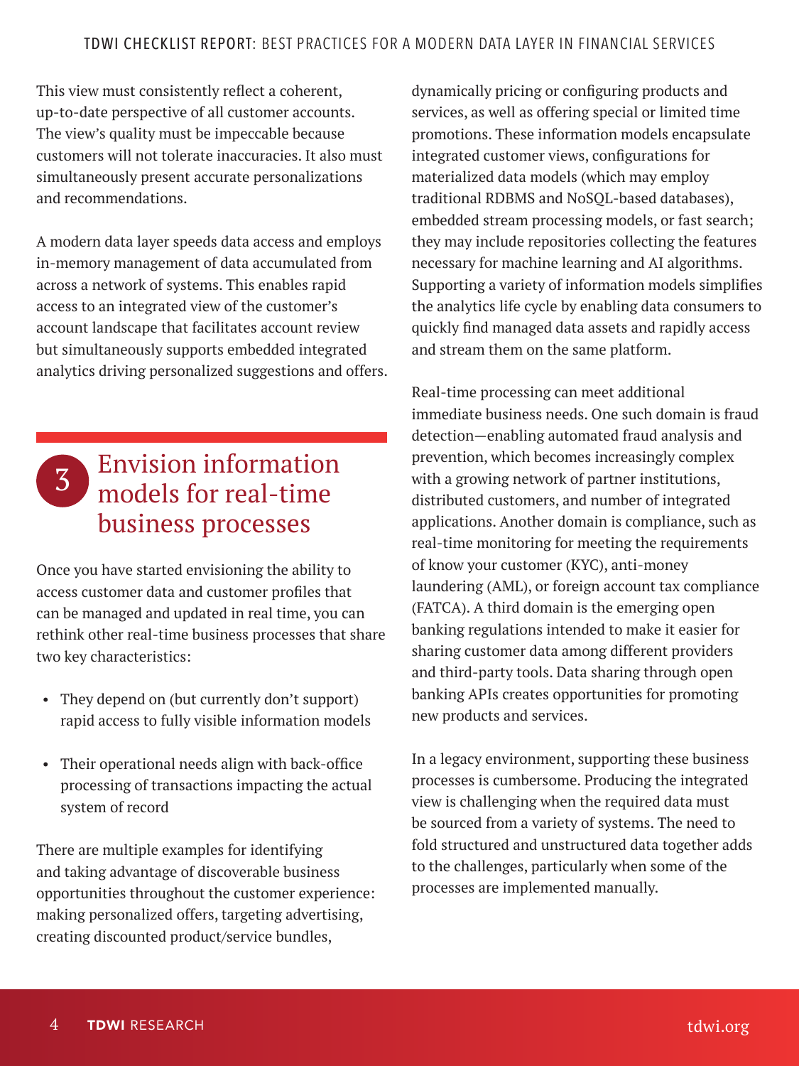This view must consistently reflect a coherent, up-to-date perspective of all customer accounts. The view's quality must be impeccable because customers will not tolerate inaccuracies. It also must simultaneously present accurate personalizations and recommendations.

A modern data layer speeds data access and employs in-memory management of data accumulated from across a network of systems. This enables rapid access to an integrated view of the customer's account landscape that facilitates account review but simultaneously supports embedded integrated analytics driving personalized suggestions and offers.

## 3 Envision information models for real-time business processes

Once you have started envisioning the ability to access customer data and customer profiles that can be managed and updated in real time, you can rethink other real-time business processes that share two key characteristics:

- They depend on (but currently don't support) rapid access to fully visible information models
- Their operational needs align with back-office processing of transactions impacting the actual system of record

There are multiple examples for identifying and taking advantage of discoverable business opportunities throughout the customer experience: making personalized offers, targeting advertising, creating discounted product/service bundles, dynamically pricing or configuring products and services, as well as offering special or limited time promotions. These information models encapsulate integrated customer views, configurations for materialized data models (which may employ traditional RDBMS and NoSQL-based databases), embedded stream processing models, or fast search; they may include repositories collecting the features necessary for machine learning and AI algorithms. Supporting a variety of information models simplifies the analytics life cycle by enabling data consumers to quickly find managed data assets and rapidly access and stream them on the same platform.

Real-time processing can meet additional immediate business needs. One such domain is fraud detection—enabling automated fraud analysis and prevention, which becomes increasingly complex with a growing network of partner institutions, distributed customers, and number of integrated applications. Another domain is compliance, such as real-time monitoring for meeting the requirements of know your customer (KYC), anti-money laundering (AML), or foreign account tax compliance (FATCA). A third domain is the emerging open banking regulations intended to make it easier for sharing customer data among different providers and third-party tools. Data sharing through open banking APIs creates opportunities for promoting new products and services.

In a legacy environment, supporting these business processes is cumbersome. Producing the integrated view is challenging when the required data must be sourced from a variety of systems. The need to fold structured and unstructured data together adds to the challenges, particularly when some of the processes are implemented manually.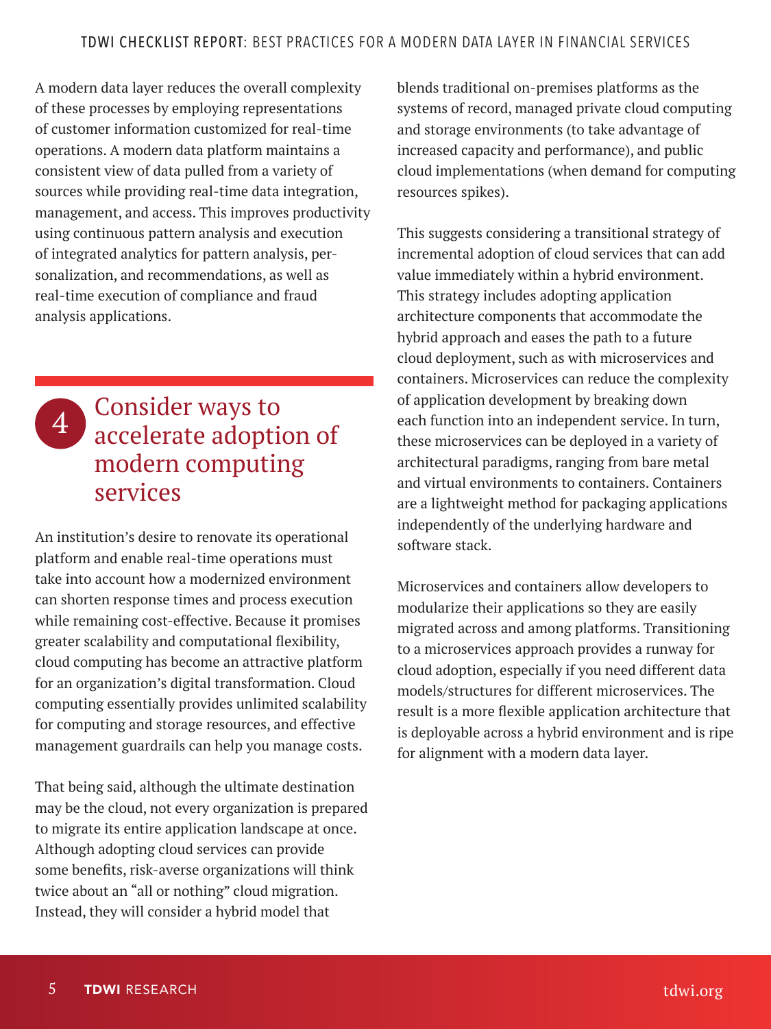A modern data layer reduces the overall complexity of these processes by employing representations of customer information customized for real-time operations. A modern data platform maintains a consistent view of data pulled from a variety of sources while providing real-time data integration, management, and access. This improves productivity using continuous pattern analysis and execution of integrated analytics for pattern analysis, personalization, and recommendations, as well as real-time execution of compliance and fraud analysis applications.

## 4 Consider ways to accelerate adoption of modern computing services

An institution's desire to renovate its operational platform and enable real-time operations must take into account how a modernized environment can shorten response times and process execution while remaining cost-effective. Because it promises greater scalability and computational flexibility, cloud computing has become an attractive platform for an organization's digital transformation. Cloud computing essentially provides unlimited scalability for computing and storage resources, and effective management guardrails can help you manage costs.

That being said, although the ultimate destination may be the cloud, not every organization is prepared to migrate its entire application landscape at once. Although adopting cloud services can provide some benefits, risk-averse organizations will think twice about an "all or nothing" cloud migration. Instead, they will consider a hybrid model that blends traditional on-premises platforms as the systems of record, managed private cloud computing and storage environments (to take advantage of increased capacity and performance), and public cloud implementations (when demand for computing resources spikes).

This suggests considering a transitional strategy of incremental adoption of cloud services that can add value immediately within a hybrid environment. This strategy includes adopting application architecture components that accommodate the hybrid approach and eases the path to a future cloud deployment, such as with microservices and containers. Microservices can reduce the complexity of application development by breaking down each function into an independent service. In turn, these microservices can be deployed in a variety of architectural paradigms, ranging from bare metal and virtual environments to containers. Containers are a lightweight method for packaging applications independently of the underlying hardware and software stack.

Microservices and containers allow developers to modularize their applications so they are easily migrated across and among platforms. Transitioning to a microservices approach provides a runway for cloud adoption, especially if you need different data models/structures for different microservices. The result is a more flexible application architecture that is deployable across a hybrid environment and is ripe for alignment with a modern data layer.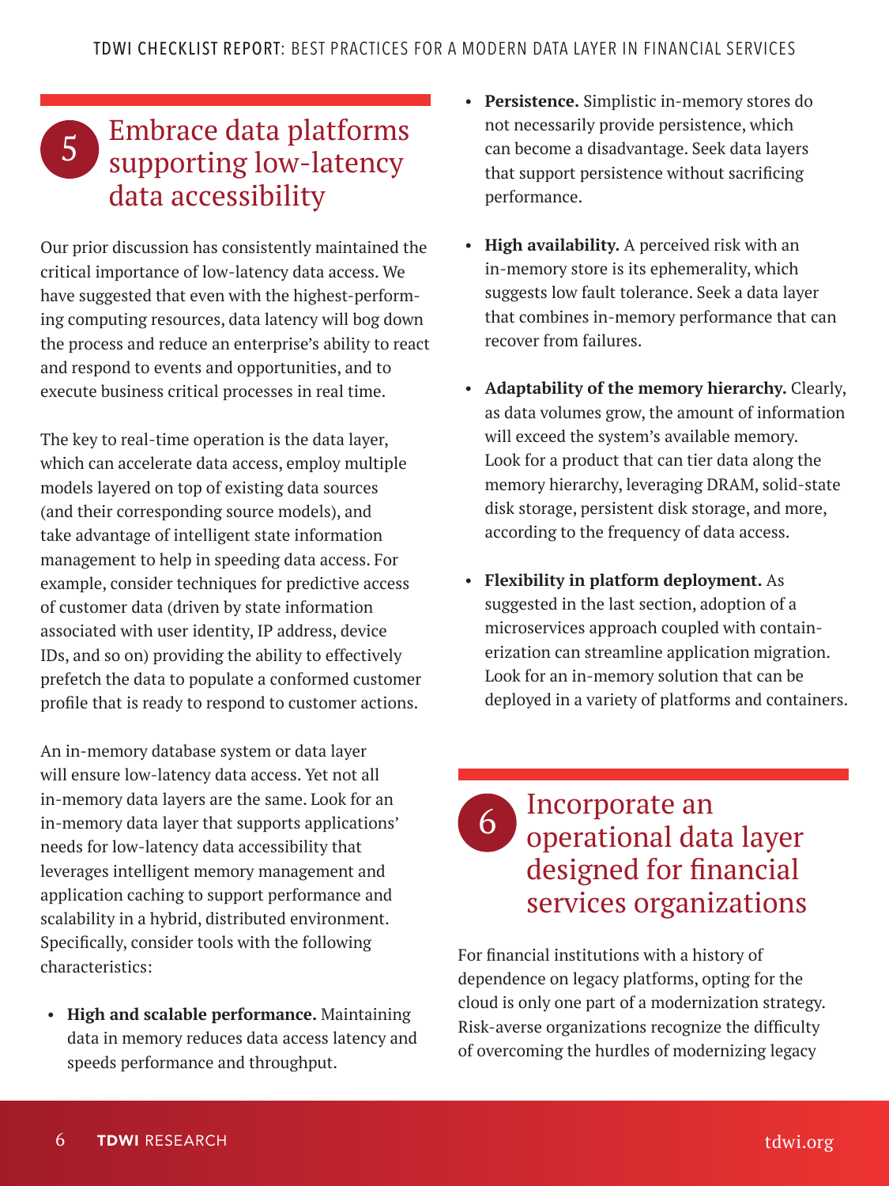## 5 Embrace data platforms supporting low-latency data accessibility

Our prior discussion has consistently maintained the critical importance of low-latency data access. We have suggested that even with the highest-performing computing resources, data latency will bog down the process and reduce an enterprise's ability to react and respond to events and opportunities, and to execute business critical processes in real time.

The key to real-time operation is the data layer, which can accelerate data access, employ multiple models layered on top of existing data sources (and their corresponding source models), and take advantage of intelligent state information management to help in speeding data access. For example, consider techniques for predictive access of customer data (driven by state information associated with user identity, IP address, device IDs, and so on) providing the ability to effectively prefetch the data to populate a conformed customer profile that is ready to respond to customer actions.

An in-memory database system or data layer will ensure low-latency data access. Yet not all in-memory data layers are the same. Look for an in-memory data layer that supports applications' needs for low-latency data accessibility that leverages intelligent memory management and application caching to support performance and scalability in a hybrid, distributed environment. Specifically, consider tools with the following characteristics:

- **High and scalable performance.** Maintaining data in memory reduces data access latency and speeds performance and throughput.
- **Persistence.** Simplistic in-memory stores do not necessarily provide persistence, which can become a disadvantage. Seek data layers that support persistence without sacrificing performance.
- **High availability.** A perceived risk with an in-memory store is its ephemerality, which suggests low fault tolerance. Seek a data layer that combines in-memory performance that can recover from failures.
- **Adaptability of the memory hierarchy.** Clearly, as data volumes grow, the amount of information will exceed the system's available memory. Look for a product that can tier data along the memory hierarchy, leveraging DRAM, solid-state disk storage, persistent disk storage, and more, according to the frequency of data access.
- **Flexibility in platform deployment.** As suggested in the last section, adoption of a microservices approach coupled with containerization can streamline application migration. Look for an in-memory solution that can be deployed in a variety of platforms and containers.

## 6 Incorporate an operational data layer designed for financial services organizations

For financial institutions with a history of dependence on legacy platforms, opting for the cloud is only one part of a modernization strategy. Risk-averse organizations recognize the difficulty of overcoming the hurdles of modernizing legacy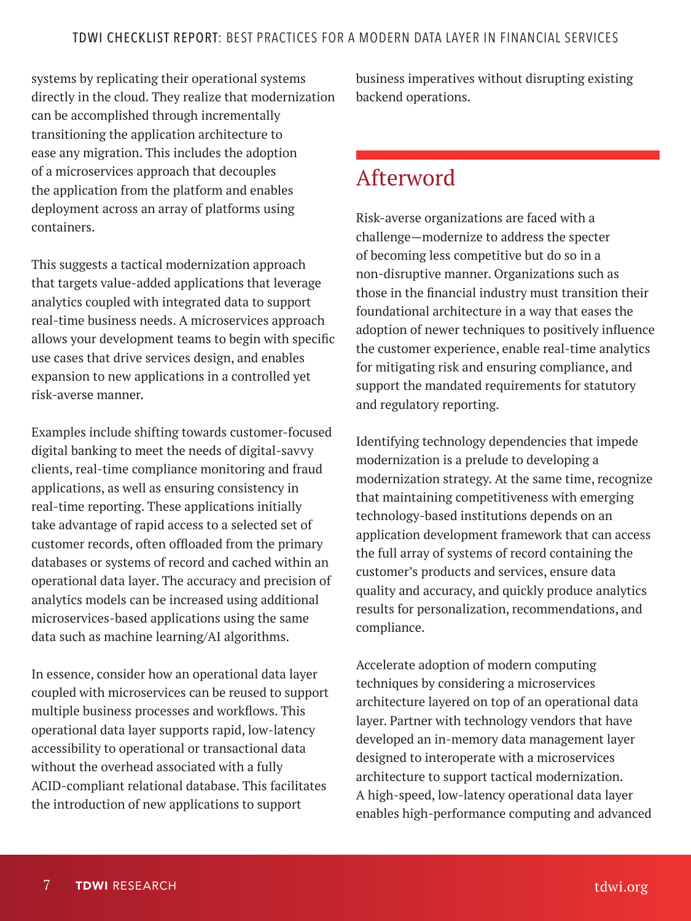systems by replicating their operational systems directly in the cloud. They realize that modernization can be accomplished through incrementally transitioning the application architecture to ease any migration. This includes the adoption of a microservices approach that decouples the application from the platform and enables deployment across an array of platforms using containers.

This suggests a tactical modernization approach that targets value-added applications that leverage analytics coupled with integrated data to support real-time business needs. A microservices approach allows your development teams to begin with specific use cases that drive services design, and enables expansion to new applications in a controlled yet risk-averse manner.

Examples include shifting towards customer-focused digital banking to meet the needs of digital-savvy clients, real-time compliance monitoring and fraud applications, as well as ensuring consistency in real-time reporting. These applications initially take advantage of rapid access to a selected set of customer records, often offloaded from the primary databases or systems of record and cached within an operational data layer. The accuracy and precision of analytics models can be increased using additional microservices-based applications using the same data such as machine learning/AI algorithms.

In essence, consider how an operational data layer coupled with microservices can be reused to support multiple business processes and workflows. This operational data layer supports rapid, low-latency accessibility to operational or transactional data without the overhead associated with a fully ACID-compliant relational database. This facilitates the introduction of new applications to support business imperatives without disrupting existing backend operations.

## Afterword

Risk-averse organizations are faced with a challenge—modernize to address the specter of becoming less competitive but do so in a non-disruptive manner. Organizations such as those in the financial industry must transition their foundational architecture in a way that eases the adoption of newer techniques to positively influence the customer experience, enable real-time analytics for mitigating risk and ensuring compliance, and support the mandated requirements for statutory and regulatory reporting.

Identifying technology dependencies that impede modernization is a prelude to developing a modernization strategy. At the same time, recognize that maintaining competitiveness with emerging technology-based institutions depends on an application development framework that can access the full array of systems of record containing the customer's products and services, ensure data quality and accuracy, and quickly produce analytics results for personalization, recommendations, and compliance.

Accelerate adoption of modern computing techniques by considering a microservices architecture layered on top of an operational data layer. Partner with technology vendors that have developed an in-memory data management layer designed to interoperate with a microservices architecture to support tactical modernization. A high-speed, low-latency operational data layer enables high-performance computing and advanced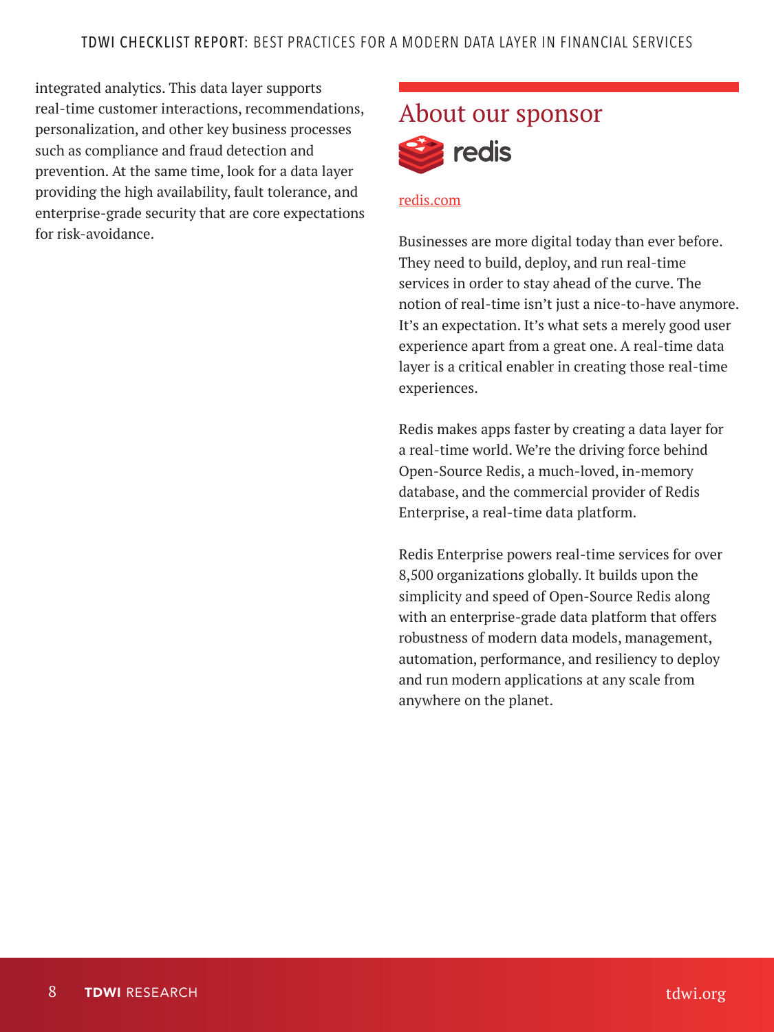integrated analytics. This data layer supports real-time customer interactions, recommendations, personalization, and other key business processes such as compliance and fraud detection and prevention. At the same time, look for a data layer providing the high availability, fault tolerance, and enterprise-grade security that are core expectations for risk-avoidance.

## About our sponsor

redis

[redis.com](https://redis.com)

Businesses are more digital today than ever before. They need to build, deploy, and run real-time services in order to stay ahead of the curve. The notion of real-time isn't just a nice-to-have anymore. It's an expectation. It's what sets a merely good user experience apart from a great one. A real-time data layer is a critical enabler in creating those real-time experiences.

Redis makes apps faster by creating a data layer for a real-time world. We're the driving force behind Open-Source Redis, a much-loved, in-memory database, and the commercial provider of Redis Enterprise, a real-time data platform.

Redis Enterprise powers real-time services for over 8,500 organizations globally. It builds upon the simplicity and speed of Open-Source Redis along with an enterprise-grade data platform that offers robustness of modern data models, management, automation, performance, and resiliency to deploy and run modern applications at any scale from anywhere on the planet.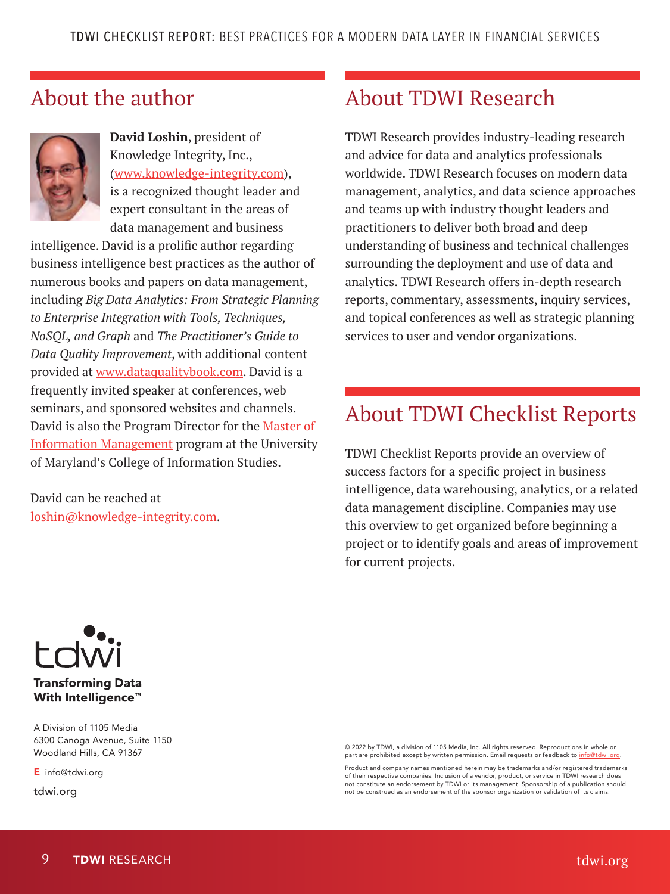## About the author

**David Loshin**, president of Knowledge Integrity, Inc., (www.knowledge-integrity.com), is a recognized thought leader and expert consultant in the areas of data management and business intelligence. David is a prolific author regarding business intelligence best practices as the author of numerous books and papers on data management, including *Big Data Analytics: From Strategic Planning to Enterprise Integration with Tools, Techniques, NoSQL, and Graph* and *The Practitioner's Guide to Data Quality Improvement*, with additional content provided at www.dataqualitybook.com. David is a frequently invited speaker at conferences, web seminars, and sponsored websites and channels. David is also the Program Director for the Master of Information Management program at the University of Maryland's College of Information Studies.

David can be reached at loshin@knowledge-integrity.com.

## About TDWI Research

TDWI Research provides industry-leading research and advice for data and analytics professionals worldwide. TDWI Research focuses on modern data management, analytics, and data science approaches and teams up with industry thought leaders and practitioners to deliver both broad and deep understanding of business and technical challenges surrounding the deployment and use of data and analytics. TDWI Research offers in-depth research reports, commentary, assessments, inquiry services, and topical conferences as well as strategic planning services to user and vendor organizations.

## About TDWI Checklist Reports

TDWI Checklist Reports provide an overview of success factors for a specific project in business intelligence, data warehousing, analytics, or a related data management discipline. Companies may use this overview to get organized before beginning a project or to identify goals and areas of improvement for current projects.

tdwi

**Transforming Data With Intelligence™**

A Division of 1105 Media
6300 Canoga Avenue, Suite 1150
Woodland Hills, CA 91367

**E** info@tdwi.org

tdwi.org

© 2022 by TDWI, a division of 1105 Media, Inc. All rights reserved. Reproductions in whole or part are prohibited except by written permission. Email requests or feedback to info@tdwi.org.

Product and company names mentioned herein may be trademarks and/or registered trademarks of their respective companies. Inclusion of a vendor, product, or service in TDWI research does not constitute an endorsement by TDWI or its management. Sponsorship of a publication should not be construed as an endorsement of the sponsor organization or validation of its claims.